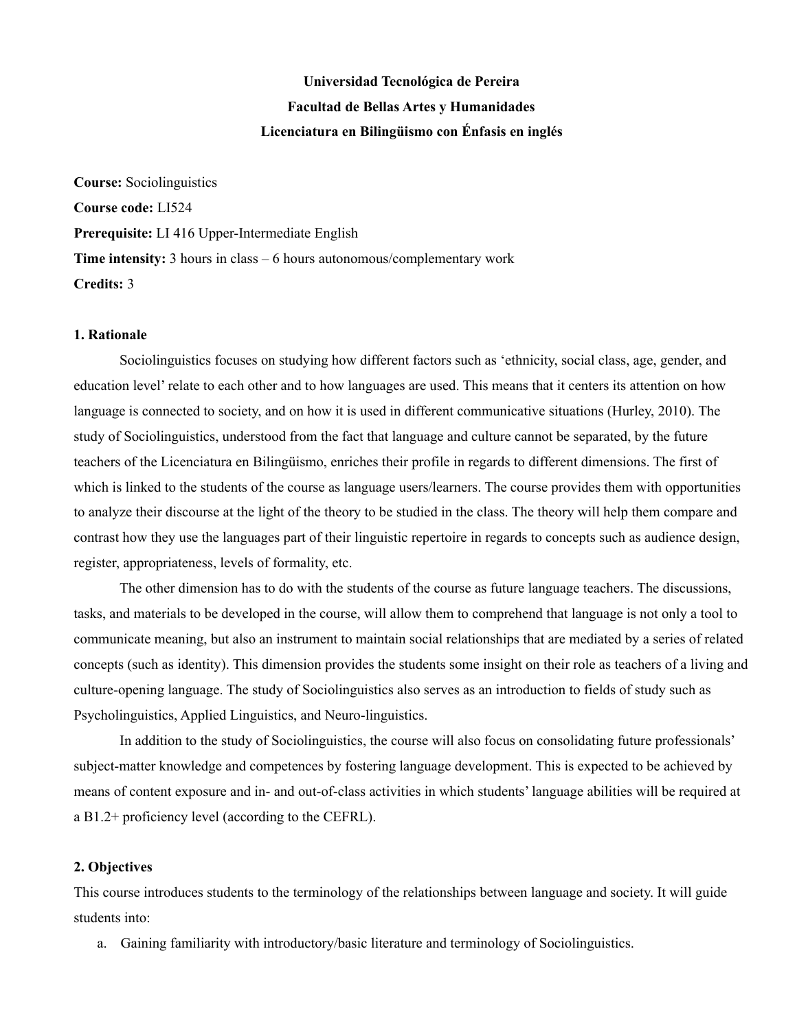**Universidad Tecnológica de Pereira**

**Facultad de Bellas Artes y Humanidades**

**Licenciatura en Bilingüismo con Énfasis en inglés**

**Course:** Sociolinguistics

**Course code:** LI524

**Prerequisite:** LI 416 Upper-Intermediate English

**Time intensity:** 3 hours in class – 6 hours autonomous/complementary work

**Credits:** 3

## 1. Rationale

Sociolinguistics focuses on studying how different factors such as 'ethnicity, social class, age, gender, and education level' relate to each other and to how languages are used. This means that it centers its attention on how language is connected to society, and on how it is used in different communicative situations (Hurley, 2010). The study of Sociolinguistics, understood from the fact that language and culture cannot be separated, by the future teachers of the Licenciatura en Bilingüismo, enriches their profile in regards to different dimensions. The first of which is linked to the students of the course as language users/learners. The course provides them with opportunities to analyze their discourse at the light of the theory to be studied in the class. The theory will help them compare and contrast how they use the languages part of their linguistic repertoire in regards to concepts such as audience design, register, appropriateness, levels of formality, etc.

The other dimension has to do with the students of the course as future language teachers. The discussions, tasks, and materials to be developed in the course, will allow them to comprehend that language is not only a tool to communicate meaning, but also an instrument to maintain social relationships that are mediated by a series of related concepts (such as identity). This dimension provides the students some insight on their role as teachers of a living and culture-opening language. The study of Sociolinguistics also serves as an introduction to fields of study such as Psycholinguistics, Applied Linguistics, and Neuro-linguistics.

In addition to the study of Sociolinguistics, the course will also focus on consolidating future professionals' subject-matter knowledge and competences by fostering language development. This is expected to be achieved by means of content exposure and in- and out-of-class activities in which students' language abilities will be required at a B1.2+ proficiency level (according to the CEFRL).

## 2. Objectives

This course introduces students to the terminology of the relationships between language and society. It will guide students into:

a. Gaining familiarity with introductory/basic literature and terminology of Sociolinguistics.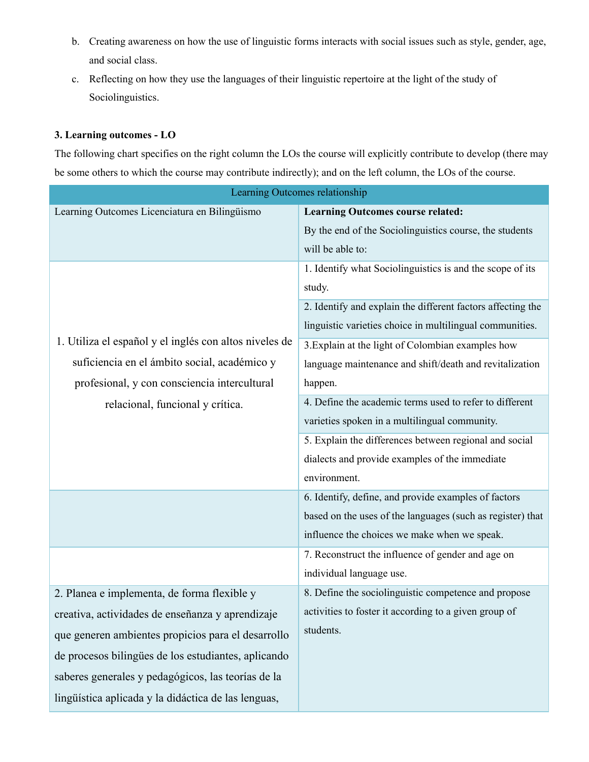b. Creating awareness on how the use of linguistic forms interacts with social issues such as style, gender, age, and social class.

c. Reflecting on how they use the languages of their linguistic repertoire at the light of the study of Sociolinguistics.

**3. Learning outcomes - LO**

The following chart specifies on the right column the LOs the course will explicitly contribute to develop (there may be some others to which the course may contribute indirectly); and on the left column, the LOs of the course.

| Learning Outcomes relationship | |
|---|---|
| Learning Outcomes Licenciatura en Bilingüismo | **Learning Outcomes course related:** By the end of the Sociolinguistics course, the students will be able to: |
| 1. Utiliza el español y el inglés con altos niveles de suficiencia en el ámbito social, académico y profesional, y con consciencia intercultural relacional, funcional y crítica. | 1. Identify what Sociolinguistics is and the scope of its study. |
| | 2. Identify and explain the different factors affecting the linguistic varieties choice in multilingual communities. |
| | 3.Explain at the light of Colombian examples how language maintenance and shift/death and revitalization happen. |
| | 4. Define the academic terms used to refer to different varieties spoken in a multilingual community. |
| | 5. Explain the differences between regional and social dialects and provide examples of the immediate environment. |
| | 6. Identify, define, and provide examples of factors based on the uses of the languages (such as register) that influence the choices we make when we speak. |
| | 7. Reconstruct the influence of gender and age on individual language use. |
| 2. Planea e implementa, de forma flexible y creativa, actividades de enseñanza y aprendizaje que generen ambientes propicios para el desarrollo de procesos bilingües de los estudiantes, aplicando saberes generales y pedagógicos, las teorías de la lingüística aplicada y la didáctica de las lenguas, | 8. Define the sociolinguistic competence and propose activities to foster it according to a given group of students. |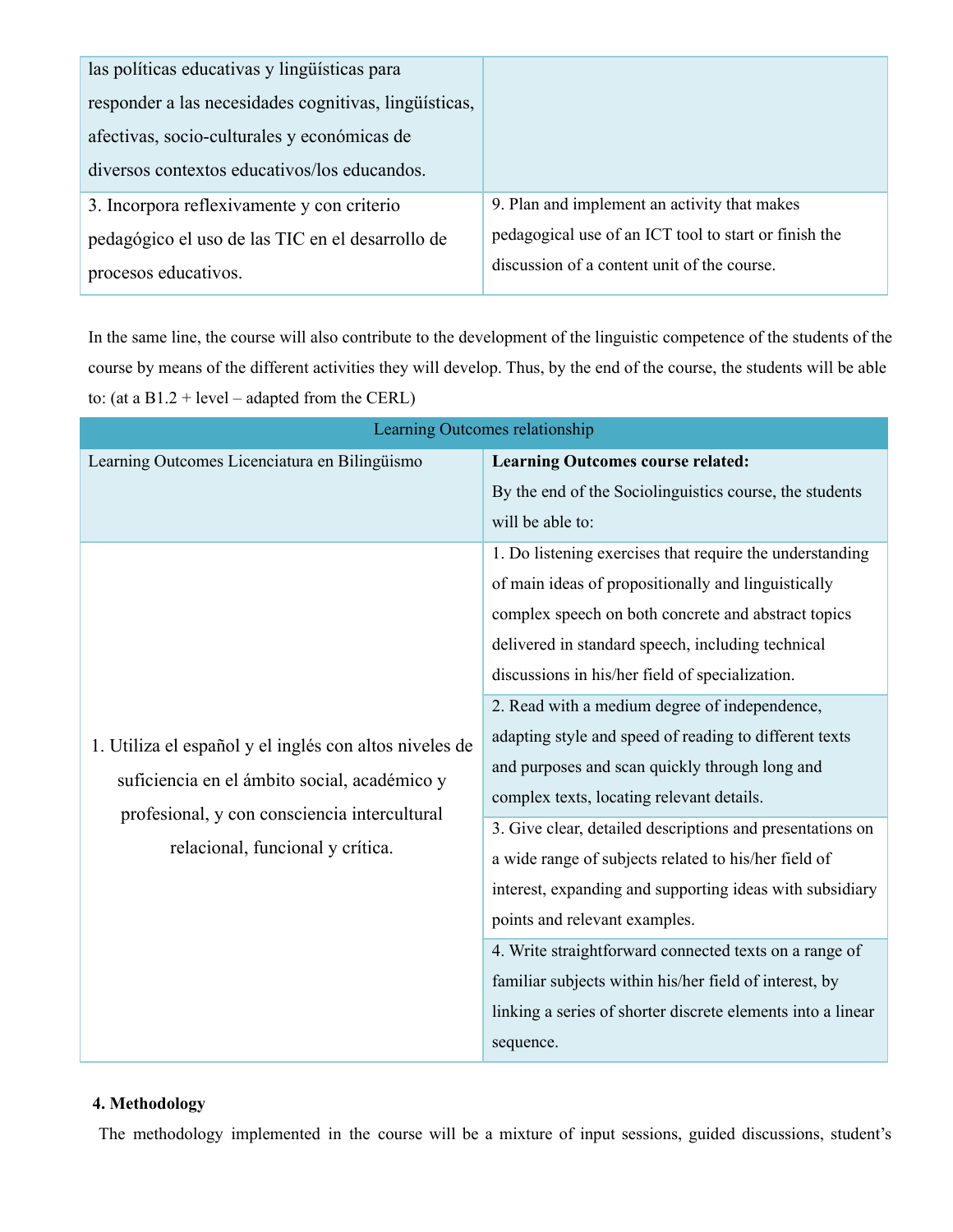| | |
|---|---|
| las políticas educativas y lingüísticas para responder a las necesidades cognitivas, lingüísticas, afectivas, socio-culturales y económicas de diversos contextos educativos/los educandos. | |
| 3. Incorpora reflexivamente y con criterio pedagógico el uso de las TIC en el desarrollo de procesos educativos. | 9. Plan and implement an activity that makes pedagogical use of an ICT tool to start or finish the discussion of a content unit of the course. |

In the same line, the course will also contribute to the development of the linguistic competence of the students of the course by means of the different activities they will develop. Thus, by the end of the course, the students will be able to: (at a B1.2 + level – adapted from the CERL)

| Learning Outcomes relationship | |
|---|---|
| Learning Outcomes Licenciatura en Bilingüismo | **Learning Outcomes course related:** By the end of the Sociolinguistics course, the students will be able to: |
| 1. Utiliza el español y el inglés con altos niveles de suficiencia en el ámbito social, académico y profesional, y con consciencia intercultural relacional, funcional y crítica. | 1. Do listening exercises that require the understanding of main ideas of propositionally and linguistically complex speech on both concrete and abstract topics delivered in standard speech, including technical discussions in his/her field of specialization. |
| | 2. Read with a medium degree of independence, adapting style and speed of reading to different texts and purposes and scan quickly through long and complex texts, locating relevant details. |
| | 3. Give clear, detailed descriptions and presentations on a wide range of subjects related to his/her field of interest, expanding and supporting ideas with subsidiary points and relevant examples. |
| | 4. Write straightforward connected texts on a range of familiar subjects within his/her field of interest, by linking a series of shorter discrete elements into a linear sequence. |

## 4. Methodology

The methodology implemented in the course will be a mixture of input sessions, guided discussions, student's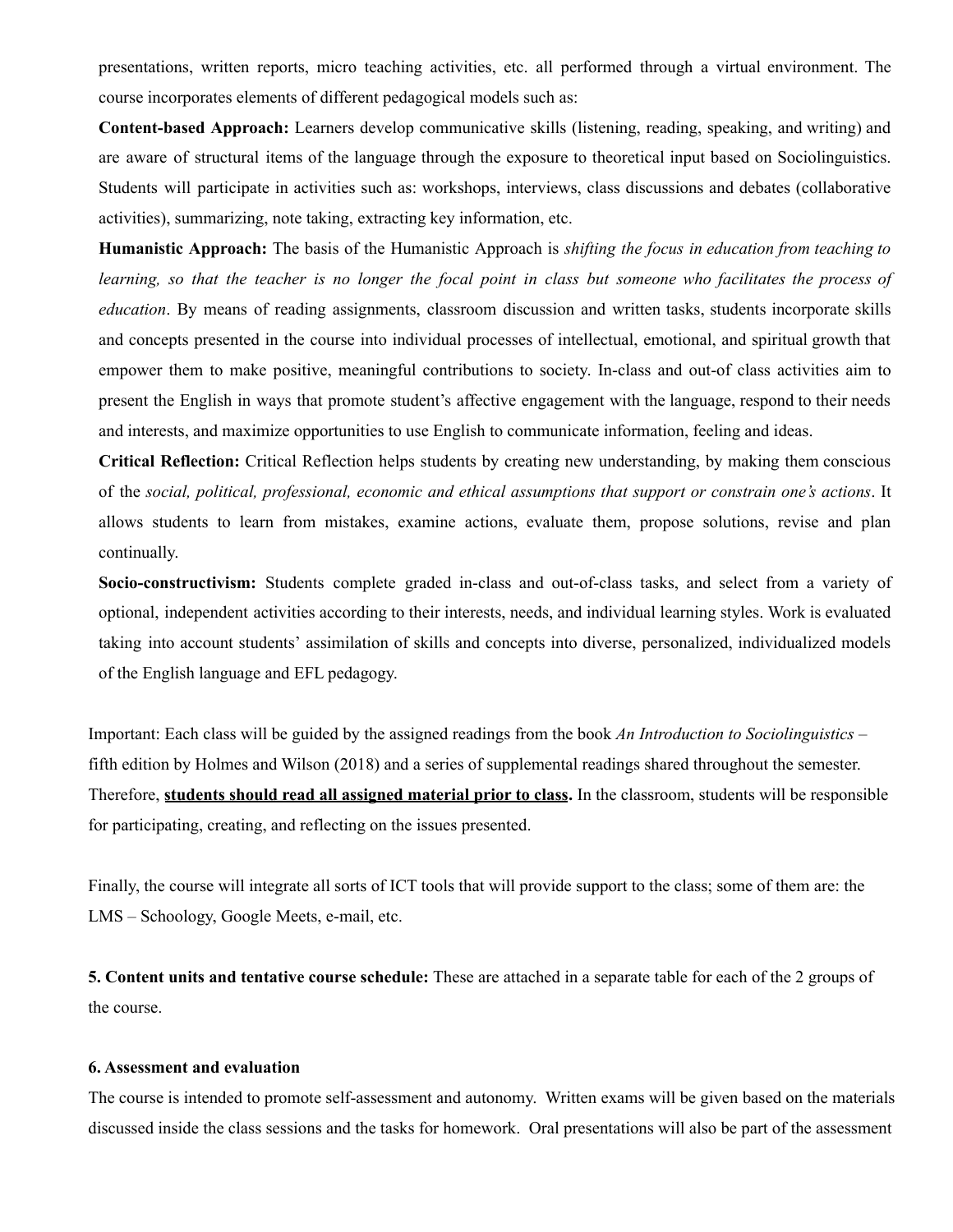presentations, written reports, micro teaching activities, etc. all performed through a virtual environment. The course incorporates elements of different pedagogical models such as:

**Content-based Approach:** Learners develop communicative skills (listening, reading, speaking, and writing) and are aware of structural items of the language through the exposure to theoretical input based on Sociolinguistics. Students will participate in activities such as: workshops, interviews, class discussions and debates (collaborative activities), summarizing, note taking, extracting key information, etc.

**Humanistic Approach:** The basis of the Humanistic Approach is *shifting the focus in education from teaching to learning, so that the teacher is no longer the focal point in class but someone who facilitates the process of education*. By means of reading assignments, classroom discussion and written tasks, students incorporate skills and concepts presented in the course into individual processes of intellectual, emotional, and spiritual growth that empower them to make positive, meaningful contributions to society. In-class and out-of class activities aim to present the English in ways that promote student's affective engagement with the language, respond to their needs and interests, and maximize opportunities to use English to communicate information, feeling and ideas.

**Critical Reflection:** Critical Reflection helps students by creating new understanding, by making them conscious of the *social, political, professional, economic and ethical assumptions that support or constrain one's actions*. It allows students to learn from mistakes, examine actions, evaluate them, propose solutions, revise and plan continually.

**Socio-constructivism:** Students complete graded in-class and out-of-class tasks, and select from a variety of optional, independent activities according to their interests, needs, and individual learning styles. Work is evaluated taking into account students' assimilation of skills and concepts into diverse, personalized, individualized models of the English language and EFL pedagogy.

Important: Each class will be guided by the assigned readings from the book *An Introduction to Sociolinguistics* – fifth edition by Holmes and Wilson (2018) and a series of supplemental readings shared throughout the semester. Therefore, **students should read all assigned material prior to class.** In the classroom, students will be responsible for participating, creating, and reflecting on the issues presented.

Finally, the course will integrate all sorts of ICT tools that will provide support to the class; some of them are: the LMS – Schoology, Google Meets, e-mail, etc.

**5. Content units and tentative course schedule:** These are attached in a separate table for each of the 2 groups of the course.

**6. Assessment and evaluation**

The course is intended to promote self-assessment and autonomy. Written exams will be given based on the materials discussed inside the class sessions and the tasks for homework. Oral presentations will also be part of the assessment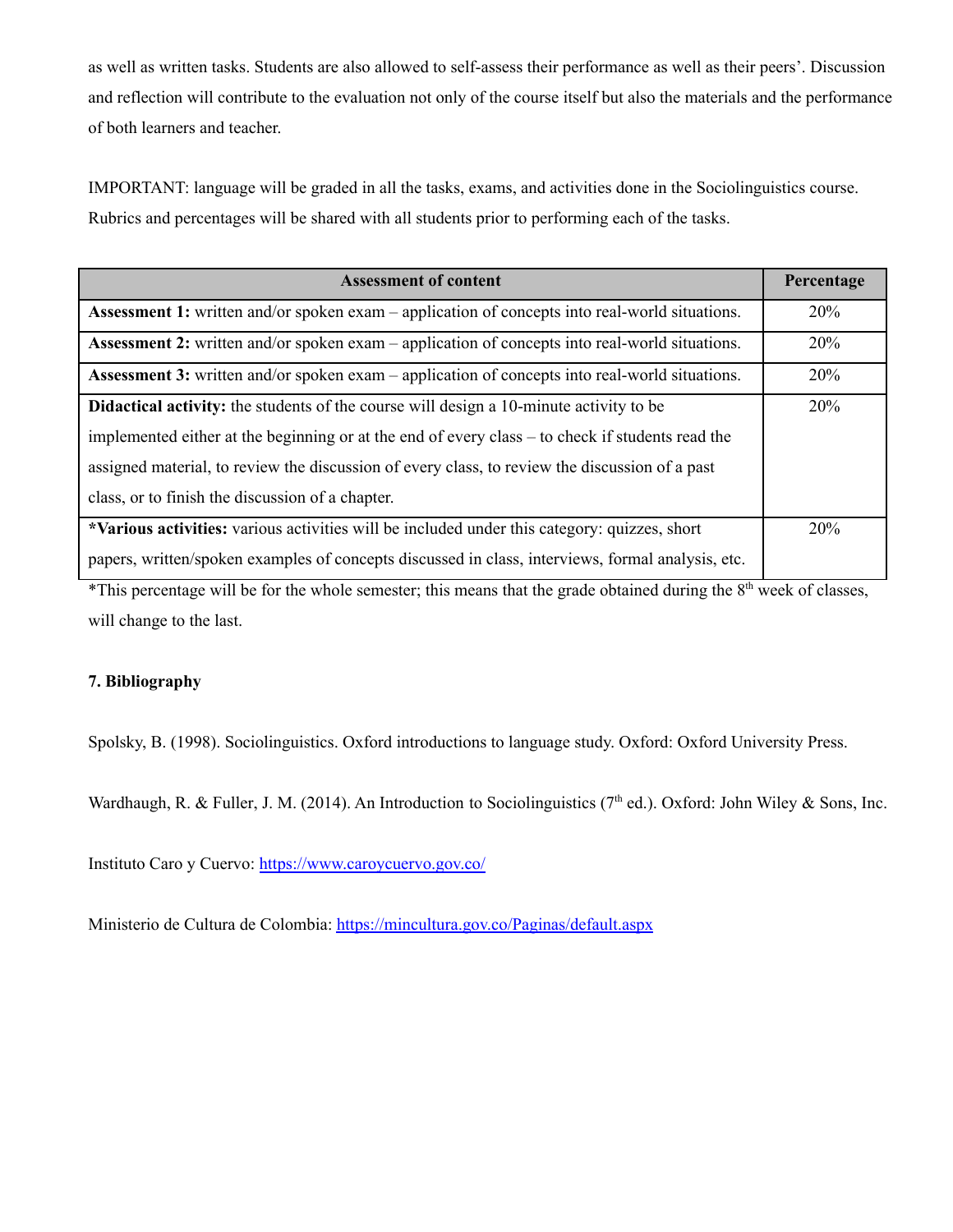as well as written tasks. Students are also allowed to self-assess their performance as well as their peers'. Discussion and reflection will contribute to the evaluation not only of the course itself but also the materials and the performance of both learners and teacher.

IMPORTANT: language will be graded in all the tasks, exams, and activities done in the Sociolinguistics course. Rubrics and percentages will be shared with all students prior to performing each of the tasks.

| Assessment of content | Percentage |
|---|---|
| **Assessment 1:** written and/or spoken exam – application of concepts into real-world situations. | 20% |
| **Assessment 2:** written and/or spoken exam – application of concepts into real-world situations. | 20% |
| **Assessment 3:** written and/or spoken exam – application of concepts into real-world situations. | 20% |
| **Didactical activity:** the students of the course will design a 10-minute activity to be implemented either at the beginning or at the end of every class – to check if students read the assigned material, to review the discussion of every class, to review the discussion of a past class, or to finish the discussion of a chapter. | 20% |
| ***Various activities:** various activities will be included under this category: quizzes, short papers, written/spoken examples of concepts discussed in class, interviews, formal analysis, etc. | 20% |

*This percentage will be for the whole semester; this means that the grade obtained during the 8th week of classes, will change to the last.

**7. Bibliography**

Spolsky, B. (1998). Sociolinguistics. Oxford introductions to language study. Oxford: Oxford University Press.

Wardhaugh, R. & Fuller, J. M. (2014). An Introduction to Sociolinguistics (7th ed.). Oxford: John Wiley & Sons, Inc.

Instituto Caro y Cuervo: https://www.caroycuervo.gov.co/

Ministerio de Cultura de Colombia: https://mincultura.gov.co/Paginas/default.aspx